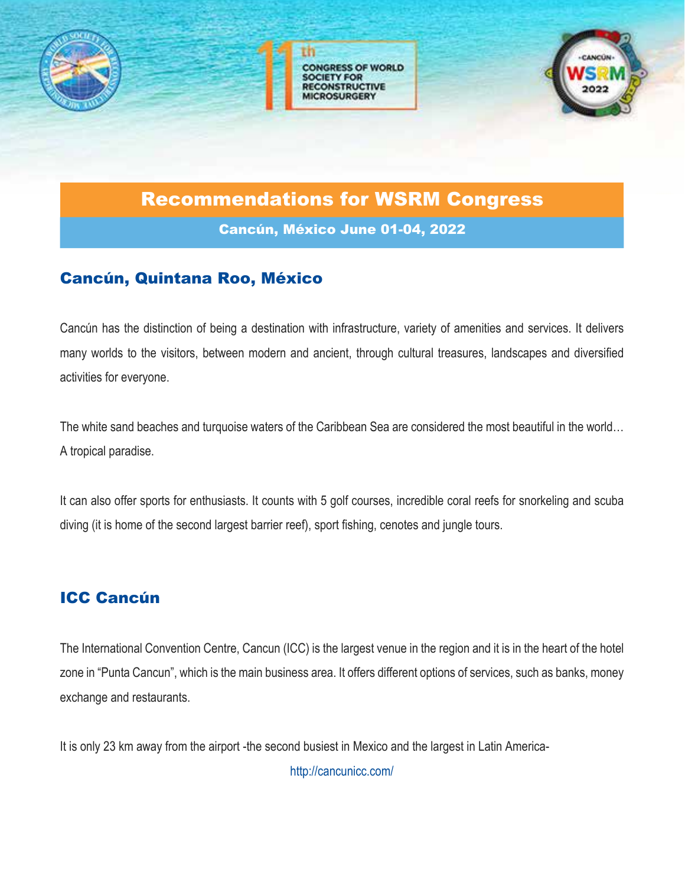11th CONGRESS OF WORLD SOCIETY FOR RECONSTRUCTIVE MICROSURGERY

# Recommendations for WSRM Congress

**Cancún, México June 01-04, 2022**

## Cancún, Quintana Roo, México

Cancún has the distinction of being a destination with infrastructure, variety of amenities and services. It delivers many worlds to the visitors, between modern and ancient, through cultural treasures, landscapes and diversified activities for everyone.

The white sand beaches and turquoise waters of the Caribbean Sea are considered the most beautiful in the world… A tropical paradise.

It can also offer sports for enthusiasts. It counts with 5 golf courses, incredible coral reefs for snorkeling and scuba diving (it is home of the second largest barrier reef), sport fishing, cenotes and jungle tours.

## ICC Cancún

The International Convention Centre, Cancun (ICC) is the largest venue in the region and it is in the heart of the hotel zone in "Punta Cancun", which is the main business area. It offers different options of services, such as banks, money exchange and restaurants.

It is only 23 km away from the airport -the second busiest in Mexico and the largest in Latin America-

http://cancunicc.com/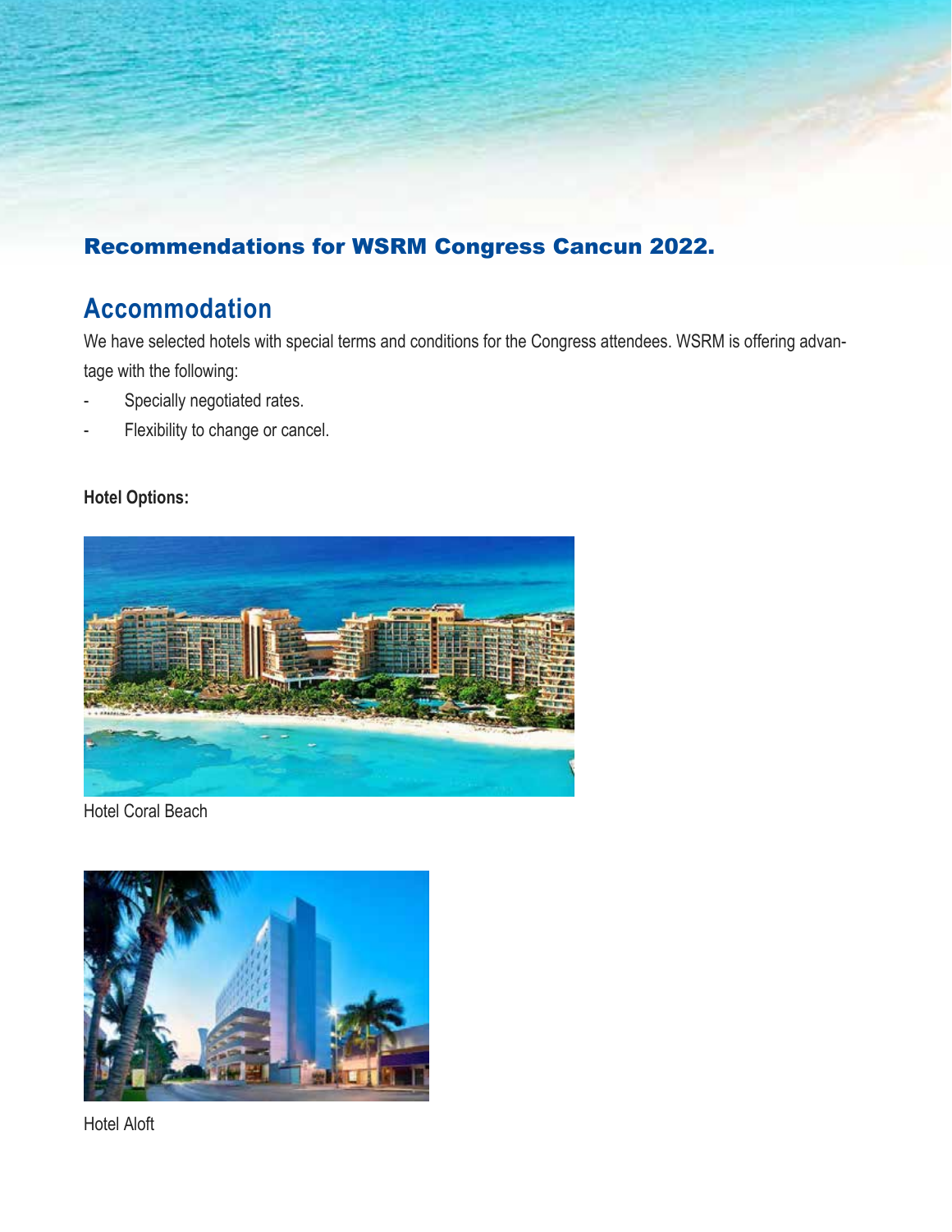## Recommendations for WSRM Congress Cancun 2022.

# Accommodation

We have selected hotels with special terms and conditions for the Congress attendees. WSRM is offering advantage with the following:

- Specially negotiated rates.
- Flexibility to change or cancel.

**Hotel Options:**

Hotel Coral Beach

Hotel Aloft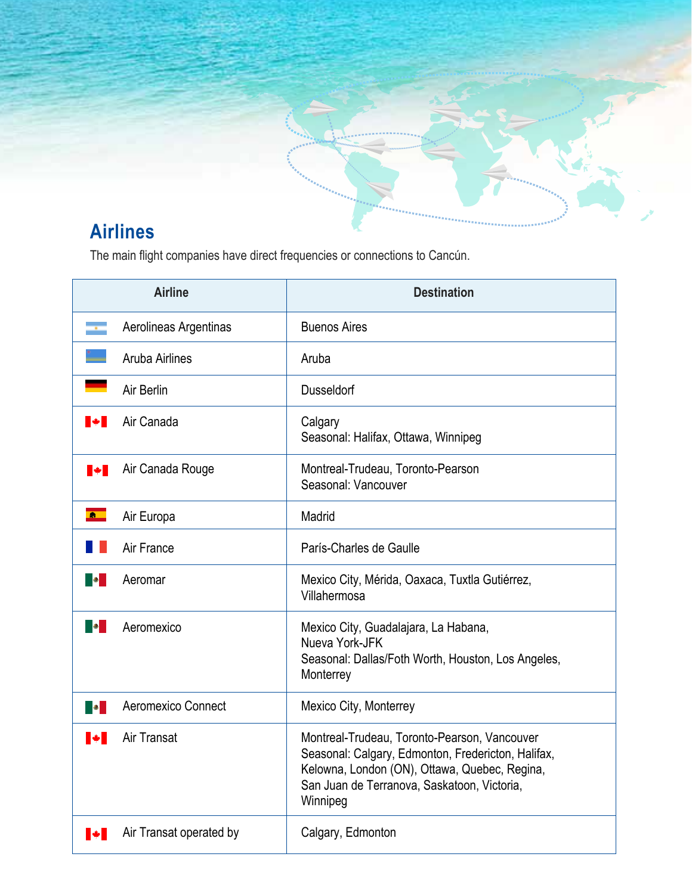## Airlines

The main flight companies have direct frequencies or connections to Cancún.

| Airline | Destination |
|---|---|
| Aerolineas Argentinas | Buenos Aires |
| Aruba Airlines | Aruba |
| Air Berlin | Dusseldorf |
| Air Canada | Calgary<br>Seasonal: Halifax, Ottawa, Winnipeg |
| Air Canada Rouge | Montreal-Trudeau, Toronto-Pearson<br>Seasonal: Vancouver |
| Air Europa | Madrid |
| Air France | París-Charles de Gaulle |
| Aeromar | Mexico City, Mérida, Oaxaca, Tuxtla Gutiérrez, Villahermosa |
| Aeromexico | Mexico City, Guadalajara, La Habana, Nueva York-JFK<br>Seasonal: Dallas/Foth Worth, Houston, Los Angeles, Monterrey |
| Aeromexico Connect | Mexico City, Monterrey |
| Air Transat | Montreal-Trudeau, Toronto-Pearson, Vancouver<br>Seasonal: Calgary, Edmonton, Fredericton, Halifax, Kelowna, London (ON), Ottawa, Quebec, Regina, San Juan de Terranova, Saskatoon, Victoria, Winnipeg |
| Air Transat operated by | Calgary, Edmonton |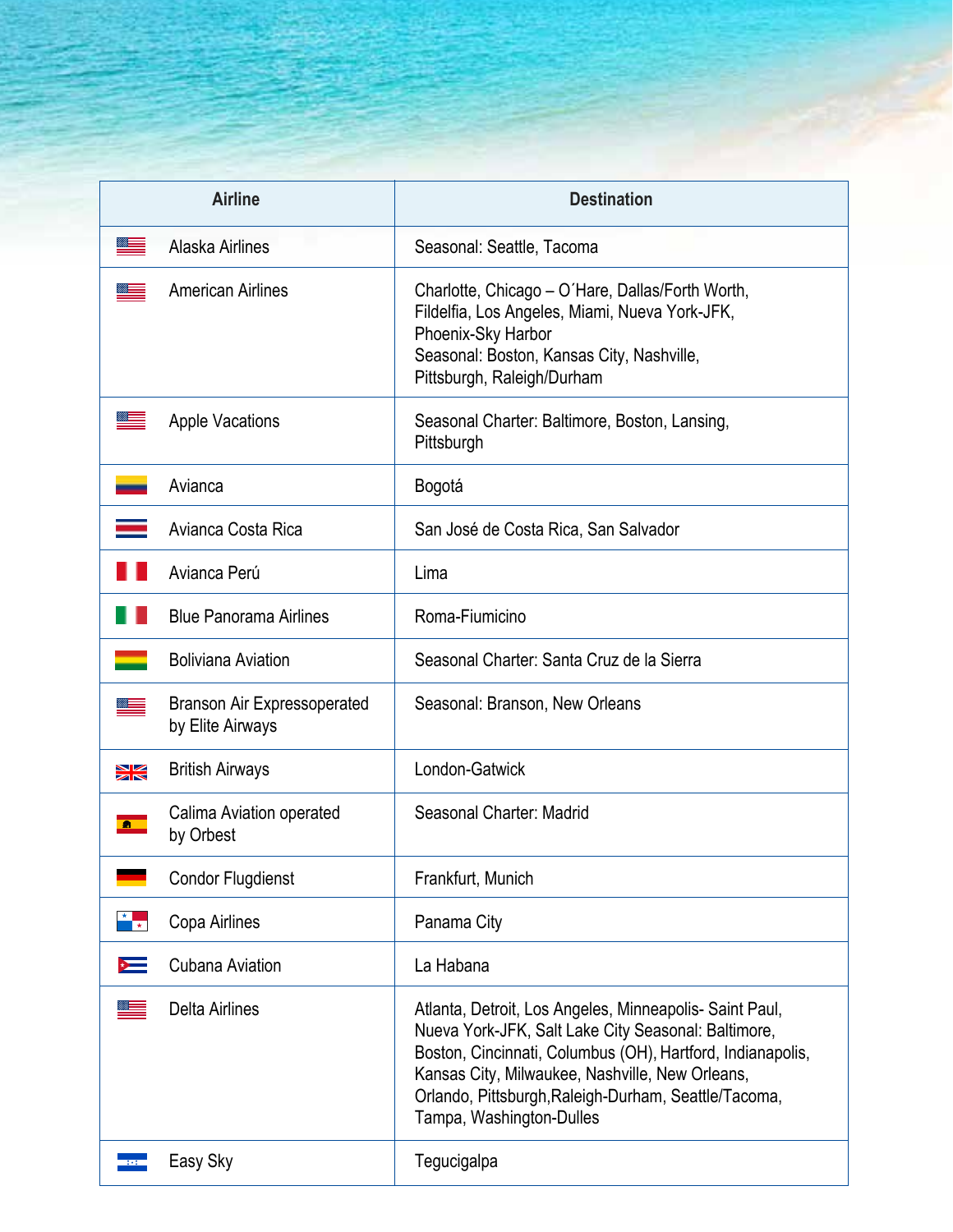| Airline | Destination |
|---|---|
| Alaska Airlines | Seasonal: Seattle, Tacoma |
| American Airlines | Charlotte, Chicago – O´Hare, Dallas/Forth Worth, Fildelfia, Los Angeles, Miami, Nueva York-JFK, Phoenix-Sky Harbor<br>Seasonal: Boston, Kansas City, Nashville, Pittsburgh, Raleigh/Durham |
| Apple Vacations | Seasonal Charter: Baltimore, Boston, Lansing, Pittsburgh |
| Avianca | Bogotá |
| Avianca Costa Rica | San José de Costa Rica, San Salvador |
| Avianca Perú | Lima |
| Blue Panorama Airlines | Roma-Fiumicino |
| Boliviana Aviation | Seasonal Charter: Santa Cruz de la Sierra |
| Branson Air Expressoperated by Elite Airways | Seasonal: Branson, New Orleans |
| British Airways | London-Gatwick |
| Calima Aviation operated by Orbest | Seasonal Charter: Madrid |
| Condor Flugdienst | Frankfurt, Munich |
| Copa Airlines | Panama City |
| Cubana Aviation | La Habana |
| Delta Airlines | Atlanta, Detroit, Los Angeles, Minneapolis- Saint Paul, Nueva York-JFK, Salt Lake City Seasonal: Baltimore, Boston, Cincinnati, Columbus (OH), Hartford, Indianapolis, Kansas City, Milwaukee, Nashville, New Orleans, Orlando, Pittsburgh,Raleigh-Durham, Seattle/Tacoma, Tampa, Washington-Dulles |
| Easy Sky | Tegucigalpa |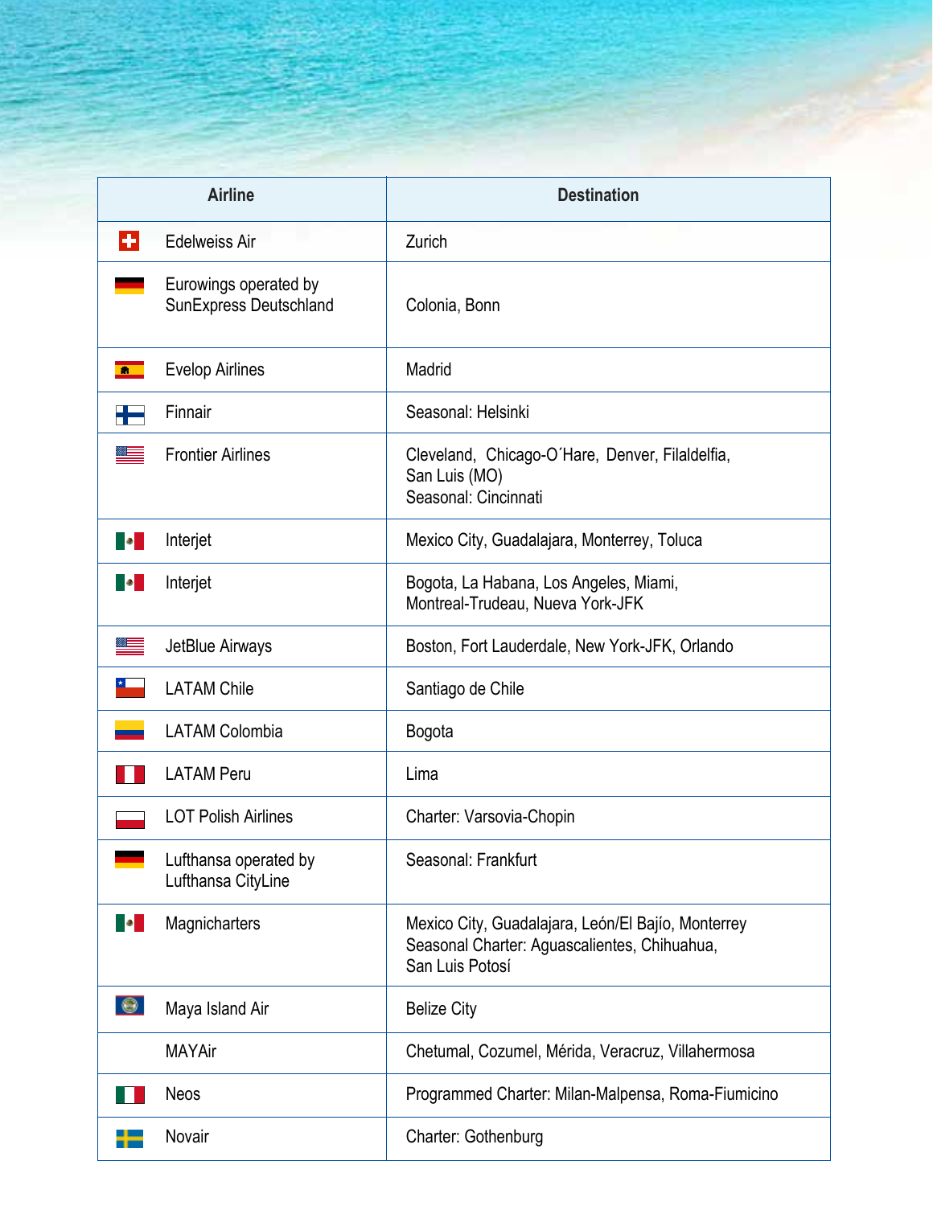| Airline | Destination |
|---|---|
| Edelweiss Air | Zurich |
| Eurowings operated by SunExpress Deutschland | Colonia, Bonn |
| Evelop Airlines | Madrid |
| Finnair | Seasonal: Helsinki |
| Frontier Airlines | Cleveland, Chicago-O´Hare, Denver, Filaldelfia, San Luis (MO)<br>Seasonal: Cincinnati |
| Interjet | Mexico City, Guadalajara, Monterrey, Toluca |
| Interjet | Bogota, La Habana, Los Angeles, Miami, Montreal-Trudeau, Nueva York-JFK |
| JetBlue Airways | Boston, Fort Lauderdale, New York-JFK, Orlando |
| LATAM Chile | Santiago de Chile |
| LATAM Colombia | Bogota |
| LATAM Peru | Lima |
| LOT Polish Airlines | Charter: Varsovia-Chopin |
| Lufthansa operated by Lufthansa CityLine | Seasonal: Frankfurt |
| Magnicharters | Mexico City, Guadalajara, León/El Bajío, Monterrey<br>Seasonal Charter: Aguascalientes, Chihuahua, San Luis Potosí |
| Maya Island Air | Belize City |
| MAYAir | Chetumal, Cozumel, Mérida, Veracruz, Villahermosa |
| Neos | Programmed Charter: Milan-Malpensa, Roma-Fiumicino |
| Novair | Charter: Gothenburg |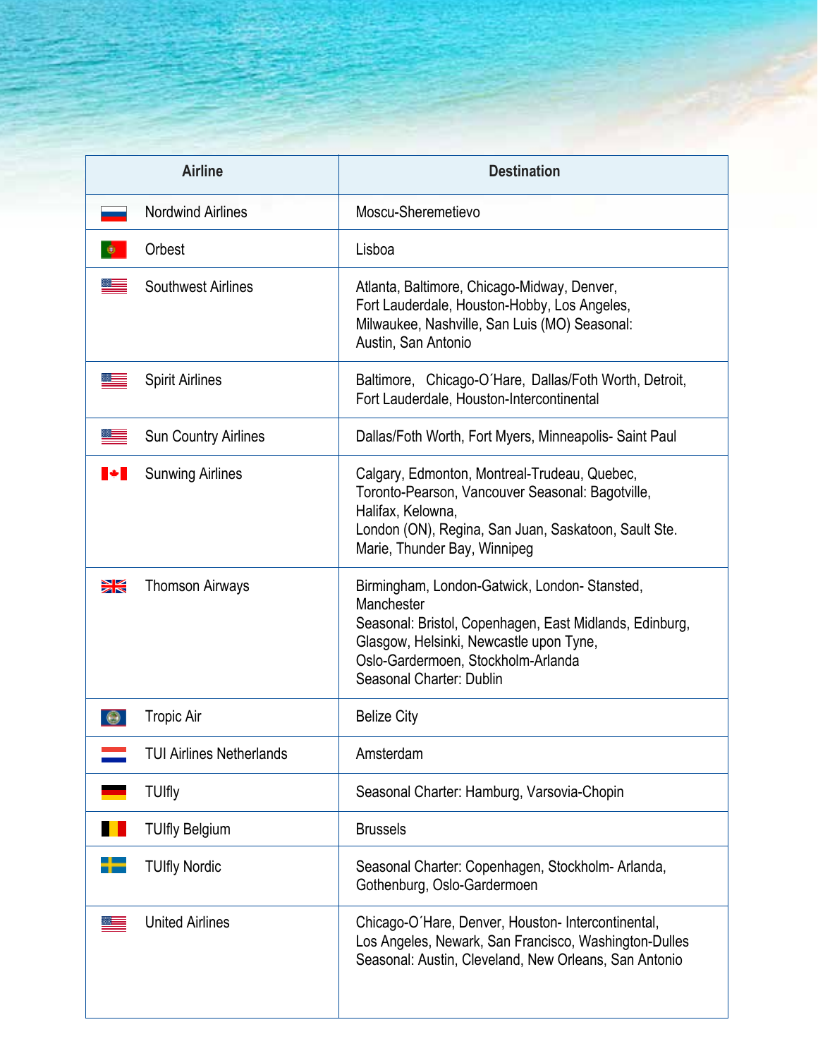| Airline | Destination |
|---|---|
| Nordwind Airlines | Moscu-Sheremetievo |
| Orbest | Lisboa |
| Southwest Airlines | Atlanta, Baltimore, Chicago-Midway, Denver, Fort Lauderdale, Houston-Hobby, Los Angeles, Milwaukee, Nashville, San Luis (MO) Seasonal: Austin, San Antonio |
| Spirit Airlines | Baltimore, Chicago-O´Hare, Dallas/Foth Worth, Detroit, Fort Lauderdale, Houston-Intercontinental |
| Sun Country Airlines | Dallas/Foth Worth, Fort Myers, Minneapolis- Saint Paul |
| Sunwing Airlines | Calgary, Edmonton, Montreal-Trudeau, Quebec, Toronto-Pearson, Vancouver Seasonal: Bagotville, Halifax, Kelowna, London (ON), Regina, San Juan, Saskatoon, Sault Ste. Marie, Thunder Bay, Winnipeg |
| Thomson Airways | Birmingham, London-Gatwick, London- Stansted, Manchester<br>Seasonal: Bristol, Copenhagen, East Midlands, Edinburg, Glasgow, Helsinki, Newcastle upon Tyne, Oslo-Gardermoen, Stockholm-Arlanda<br>Seasonal Charter: Dublin |
| Tropic Air | Belize City |
| TUI Airlines Netherlands | Amsterdam |
| TUIfly | Seasonal Charter: Hamburg, Varsovia-Chopin |
| TUIfly Belgium | Brussels |
| TUIfly Nordic | Seasonal Charter: Copenhagen, Stockholm- Arlanda, Gothenburg, Oslo-Gardermoen |
| United Airlines | Chicago-O´Hare, Denver, Houston- Intercontinental, Los Angeles, Newark, San Francisco, Washington-Dulles<br>Seasonal: Austin, Cleveland, New Orleans, San Antonio |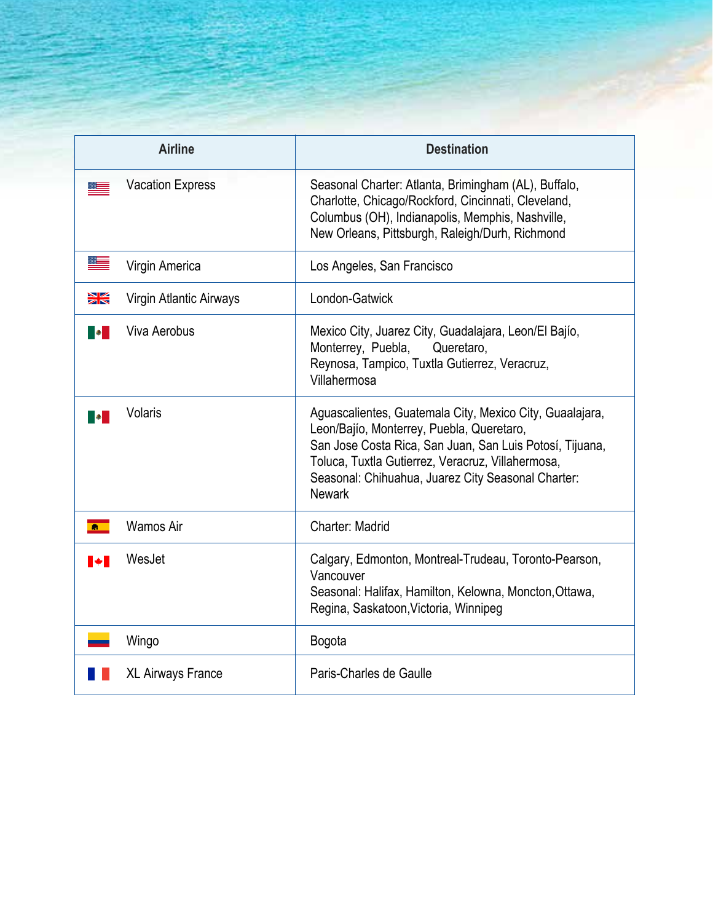| Airline | Destination |
|---|---|
| Vacation Express | Seasonal Charter: Atlanta, Brimingham (AL), Buffalo, Charlotte, Chicago/Rockford, Cincinnati, Cleveland, Columbus (OH), Indianapolis, Memphis, Nashville, New Orleans, Pittsburgh, Raleigh/Durh, Richmond |
| Virgin America | Los Angeles, San Francisco |
| Virgin Atlantic Airways | London-Gatwick |
| Viva Aerobus | Mexico City, Juarez City, Guadalajara, Leon/El Bajío, Monterrey, Puebla, Queretaro, Reynosa, Tampico, Tuxtla Gutierrez, Veracruz, Villahermosa |
| Volaris | Aguascalientes, Guatemala City, Mexico City, Guaalajara, Leon/Bajío, Monterrey, Puebla, Queretaro, San Jose Costa Rica, San Juan, San Luis Potosí, Tijuana, Toluca, Tuxtla Gutierrez, Veracruz, Villahermosa, Seasonal: Chihuahua, Juarez City Seasonal Charter: Newark |
| Wamos Air | Charter: Madrid |
| WesJet | Calgary, Edmonton, Montreal-Trudeau, Toronto-Pearson, Vancouver Seasonal: Halifax, Hamilton, Kelowna, Moncton,Ottawa, Regina, Saskatoon,Victoria, Winnipeg |
| Wingo | Bogota |
| XL Airways France | Paris-Charles de Gaulle |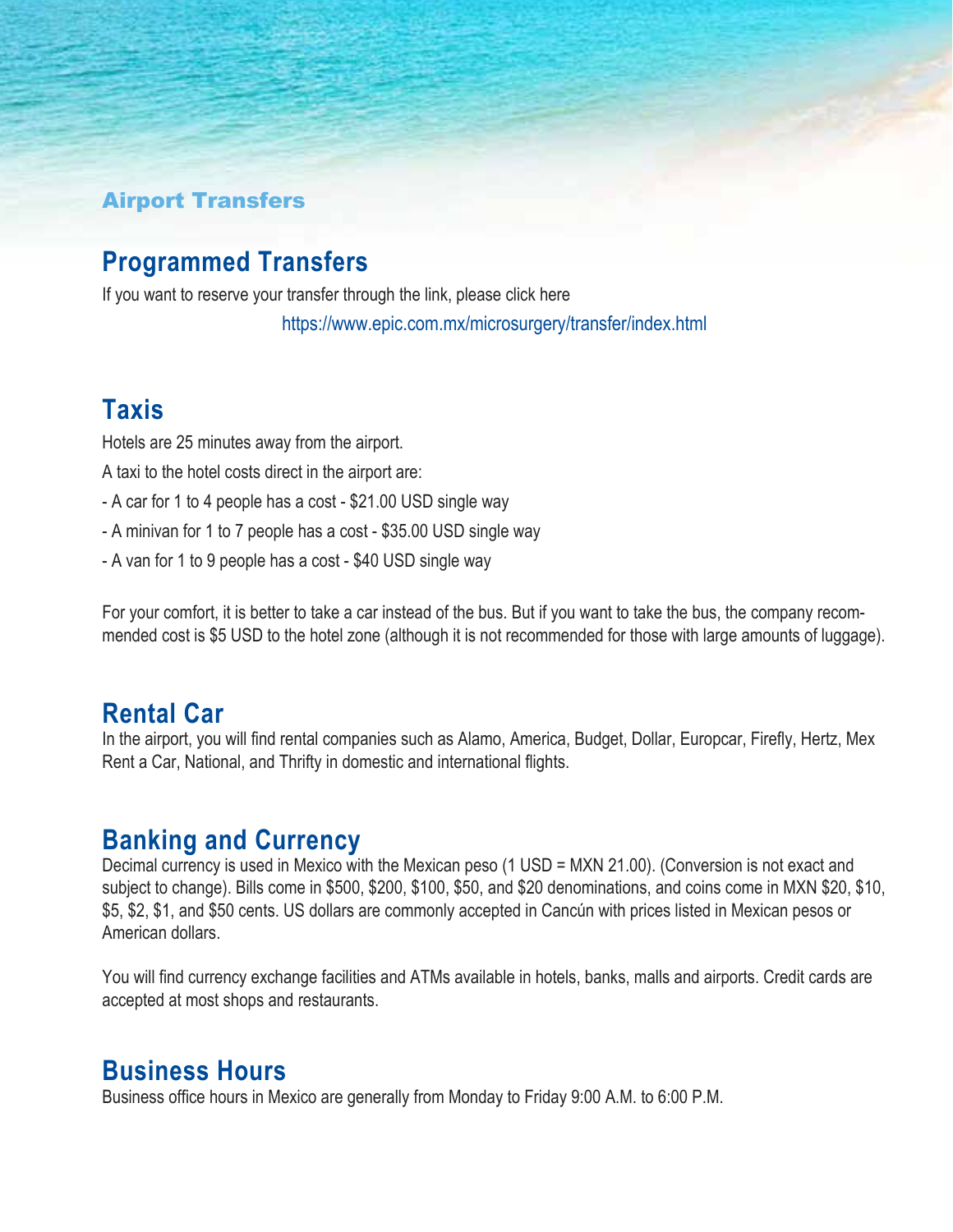## Airport Transfers

### Programmed Transfers

If you want to reserve your transfer through the link, please click here

https://www.epic.com.mx/microsurgery/transfer/index.html

### Taxis

Hotels are 25 minutes away from the airport.

A taxi to the hotel costs direct in the airport are:

- A car for 1 to 4 people has a cost - $21.00 USD single way
- A minivan for 1 to 7 people has a cost - $35.00 USD single way
- A van for 1 to 9 people has a cost - $40 USD single way

For your comfort, it is better to take a car instead of the bus. But if you want to take the bus, the company recommended cost is $5 USD to the hotel zone (although it is not recommended for those with large amounts of luggage).

### Rental Car

In the airport, you will find rental companies such as Alamo, America, Budget, Dollar, Europcar, Firefly, Hertz, Mex Rent a Car, National, and Thrifty in domestic and international flights.

### Banking and Currency

Decimal currency is used in Mexico with the Mexican peso (1 USD = MXN 21.00). (Conversion is not exact and subject to change). Bills come in $500, $200, $100, $50, and $20 denominations, and coins come in MXN $20, $10, $5, $2, $1, and $50 cents. US dollars are commonly accepted in Cancún with prices listed in Mexican pesos or American dollars.

You will find currency exchange facilities and ATMs available in hotels, banks, malls and airports. Credit cards are accepted at most shops and restaurants.

### Business Hours

Business office hours in Mexico are generally from Monday to Friday 9:00 A.M. to 6:00 P.M.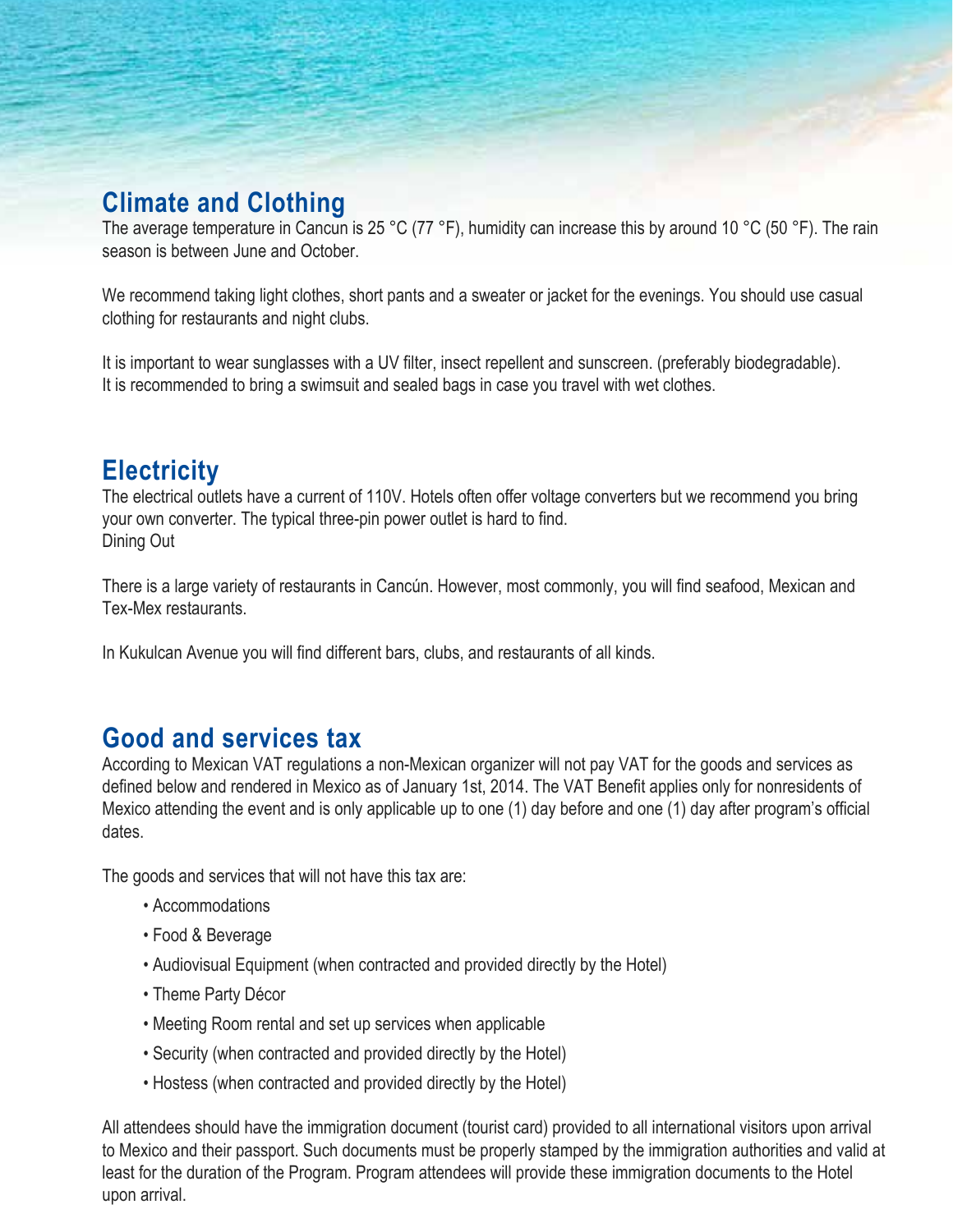## Climate and Clothing

The average temperature in Cancun is 25 °C (77 °F), humidity can increase this by around 10 °C (50 °F). The rain season is between June and October.

We recommend taking light clothes, short pants and a sweater or jacket for the evenings. You should use casual clothing for restaurants and night clubs.

It is important to wear sunglasses with a UV filter, insect repellent and sunscreen. (preferably biodegradable).
It is recommended to bring a swimsuit and sealed bags in case you travel with wet clothes.

## Electricity

The electrical outlets have a current of 110V. Hotels often offer voltage converters but we recommend you bring your own converter. The typical three-pin power outlet is hard to find.
Dining Out

There is a large variety of restaurants in Cancún. However, most commonly, you will find seafood, Mexican and Tex-Mex restaurants.

In Kukulcan Avenue you will find different bars, clubs, and restaurants of all kinds.

## Good and services tax

According to Mexican VAT regulations a non-Mexican organizer will not pay VAT for the goods and services as defined below and rendered in Mexico as of January 1st, 2014. The VAT Benefit applies only for nonresidents of Mexico attending the event and is only applicable up to one (1) day before and one (1) day after program's official dates.

The goods and services that will not have this tax are:

- Accommodations
- Food & Beverage
- Audiovisual Equipment (when contracted and provided directly by the Hotel)
- Theme Party Décor
- Meeting Room rental and set up services when applicable
- Security (when contracted and provided directly by the Hotel)
- Hostess (when contracted and provided directly by the Hotel)

All attendees should have the immigration document (tourist card) provided to all international visitors upon arrival to Mexico and their passport. Such documents must be properly stamped by the immigration authorities and valid at least for the duration of the Program. Program attendees will provide these immigration documents to the Hotel upon arrival.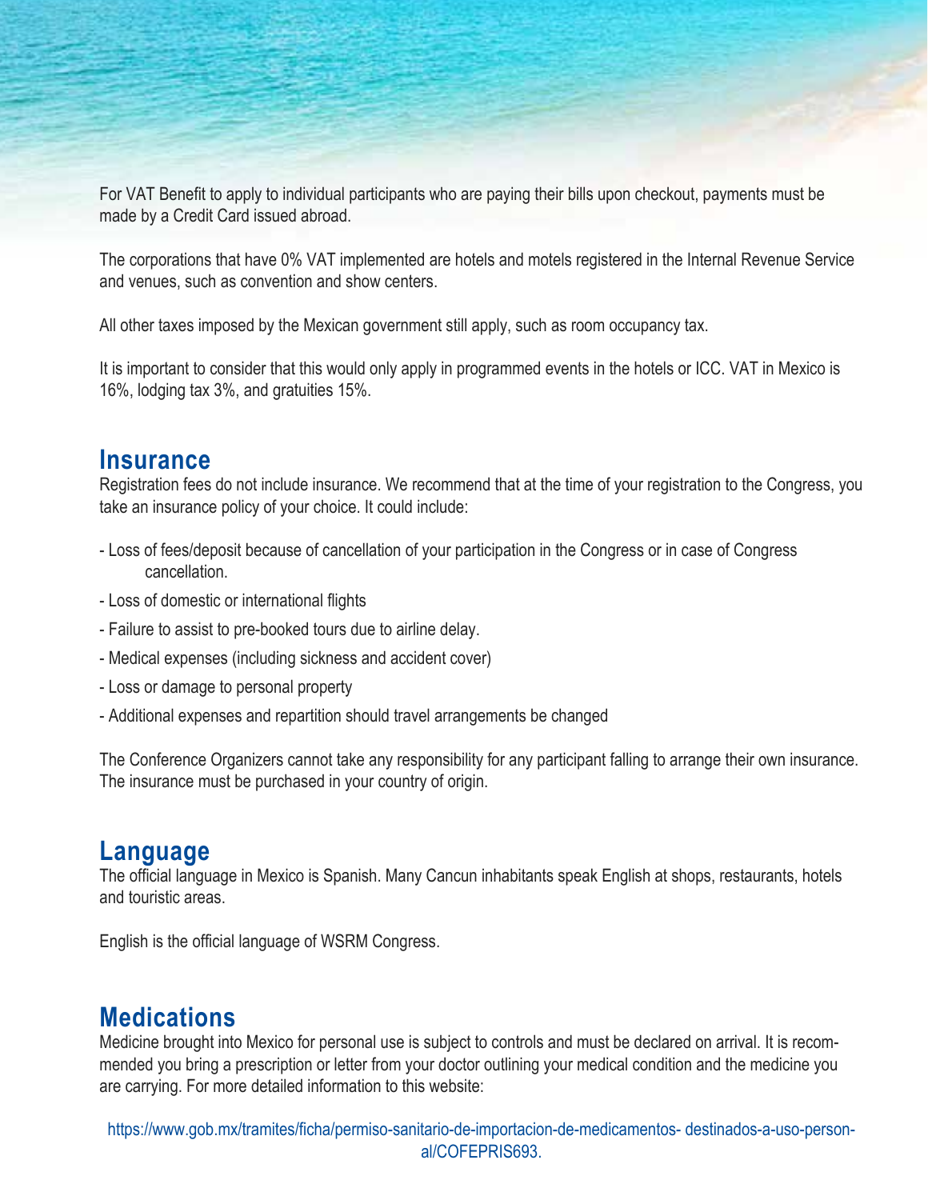For VAT Benefit to apply to individual participants who are paying their bills upon checkout, payments must be made by a Credit Card issued abroad.

The corporations that have 0% VAT implemented are hotels and motels registered in the Internal Revenue Service and venues, such as convention and show centers.

All other taxes imposed by the Mexican government still apply, such as room occupancy tax.

It is important to consider that this would only apply in programmed events in the hotels or ICC. VAT in Mexico is 16%, lodging tax 3%, and gratuities 15%.

## Insurance

Registration fees do not include insurance. We recommend that at the time of your registration to the Congress, you take an insurance policy of your choice. It could include:

- Loss of fees/deposit because of cancellation of your participation in the Congress or in case of Congress cancellation.
- Loss of domestic or international flights
- Failure to assist to pre-booked tours due to airline delay.
- Medical expenses (including sickness and accident cover)
- Loss or damage to personal property
- Additional expenses and repartition should travel arrangements be changed

The Conference Organizers cannot take any responsibility for any participant falling to arrange their own insurance. The insurance must be purchased in your country of origin.

## Language

The official language in Mexico is Spanish. Many Cancun inhabitants speak English at shops, restaurants, hotels and touristic areas.

English is the official language of WSRM Congress.

## Medications

Medicine brought into Mexico for personal use is subject to controls and must be declared on arrival. It is recommended you bring a prescription or letter from your doctor outlining your medical condition and the medicine you are carrying. For more detailed information to this website:

https://www.gob.mx/tramites/ficha/permiso-sanitario-de-importacion-de-medicamentos- destinados-a-uso-personal/COFEPRIS693.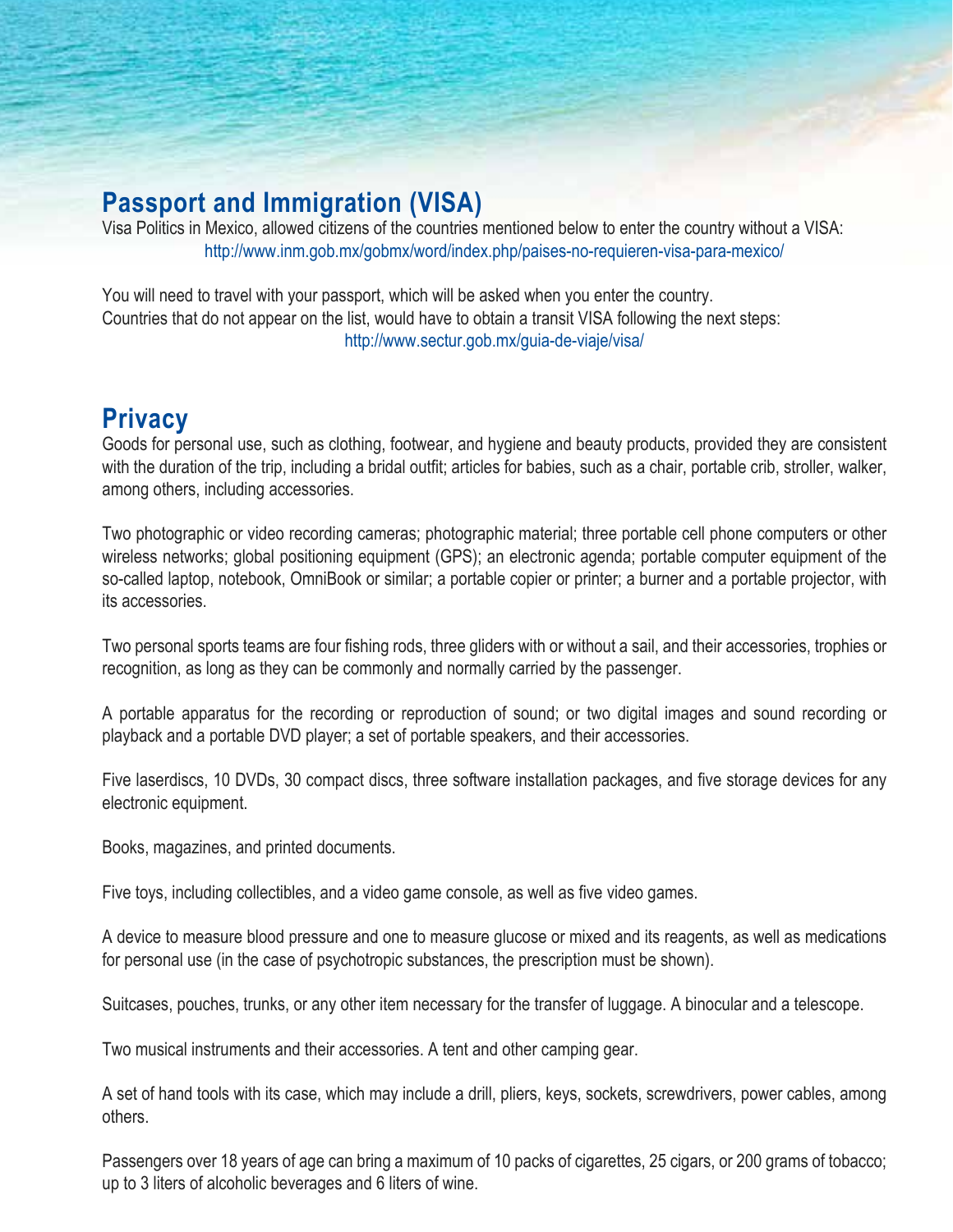## Passport and Immigration (VISA)

Visa Politics in Mexico, allowed citizens of the countries mentioned below to enter the country without a VISA:

http://www.inm.gob.mx/gobmx/word/index.php/paises-no-requieren-visa-para-mexico/

You will need to travel with your passport, which will be asked when you enter the country.
Countries that do not appear on the list, would have to obtain a transit VISA following the next steps:

http://www.sectur.gob.mx/guia-de-viaje/visa/

## Privacy

Goods for personal use, such as clothing, footwear, and hygiene and beauty products, provided they are consistent with the duration of the trip, including a bridal outfit; articles for babies, such as a chair, portable crib, stroller, walker, among others, including accessories.

Two photographic or video recording cameras; photographic material; three portable cell phone computers or other wireless networks; global positioning equipment (GPS); an electronic agenda; portable computer equipment of the so-called laptop, notebook, OmniBook or similar; a portable copier or printer; a burner and a portable projector, with its accessories.

Two personal sports teams are four fishing rods, three gliders with or without a sail, and their accessories, trophies or recognition, as long as they can be commonly and normally carried by the passenger.

A portable apparatus for the recording or reproduction of sound; or two digital images and sound recording or playback and a portable DVD player; a set of portable speakers, and their accessories.

Five laserdiscs, 10 DVDs, 30 compact discs, three software installation packages, and five storage devices for any electronic equipment.

Books, magazines, and printed documents.

Five toys, including collectibles, and a video game console, as well as five video games.

A device to measure blood pressure and one to measure glucose or mixed and its reagents, as well as medications for personal use (in the case of psychotropic substances, the prescription must be shown).

Suitcases, pouches, trunks, or any other item necessary for the transfer of luggage. A binocular and a telescope.

Two musical instruments and their accessories. A tent and other camping gear.

A set of hand tools with its case, which may include a drill, pliers, keys, sockets, screwdrivers, power cables, among others.

Passengers over 18 years of age can bring a maximum of 10 packs of cigarettes, 25 cigars, or 200 grams of tobacco; up to 3 liters of alcoholic beverages and 6 liters of wine.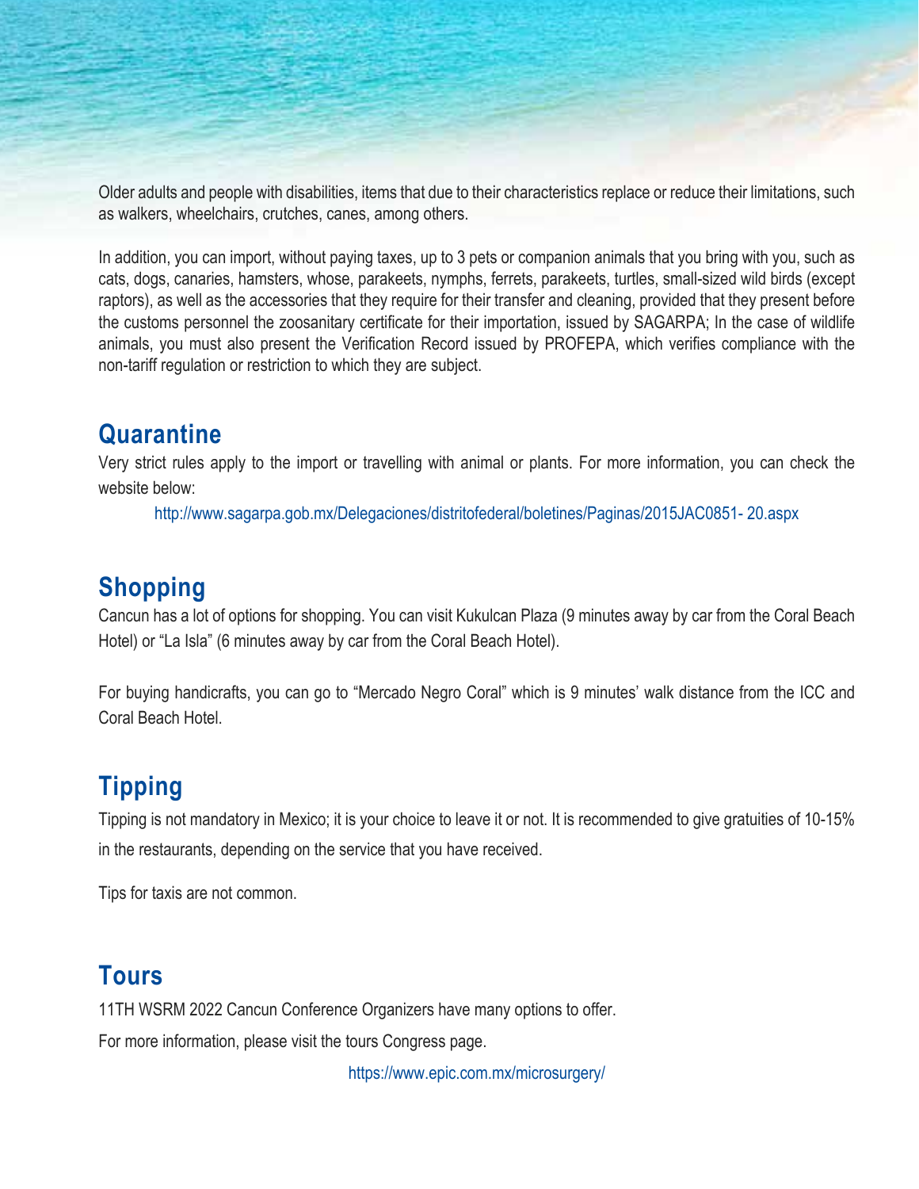Older adults and people with disabilities, items that due to their characteristics replace or reduce their limitations, such as walkers, wheelchairs, crutches, canes, among others.

In addition, you can import, without paying taxes, up to 3 pets or companion animals that you bring with you, such as cats, dogs, canaries, hamsters, whose, parakeets, nymphs, ferrets, parakeets, turtles, small-sized wild birds (except raptors), as well as the accessories that they require for their transfer and cleaning, provided that they present before the customs personnel the zoosanitary certificate for their importation, issued by SAGARPA; In the case of wildlife animals, you must also present the Verification Record issued by PROFEPA, which verifies compliance with the non-tariff regulation or restriction to which they are subject.

## Quarantine

Very strict rules apply to the import or travelling with animal or plants. For more information, you can check the website below:

http://www.sagarpa.gob.mx/Delegaciones/distritofederal/boletines/Paginas/2015JAC0851- 20.aspx

## Shopping

Cancun has a lot of options for shopping. You can visit Kukulcan Plaza (9 minutes away by car from the Coral Beach Hotel) or "La Isla" (6 minutes away by car from the Coral Beach Hotel).

For buying handicrafts, you can go to "Mercado Negro Coral" which is 9 minutes' walk distance from the ICC and Coral Beach Hotel.

## Tipping

Tipping is not mandatory in Mexico; it is your choice to leave it or not. It is recommended to give gratuities of 10-15% in the restaurants, depending on the service that you have received.

Tips for taxis are not common.

## Tours

11TH WSRM 2022 Cancun Conference Organizers have many options to offer.

For more information, please visit the tours Congress page.

https://www.epic.com.mx/microsurgery/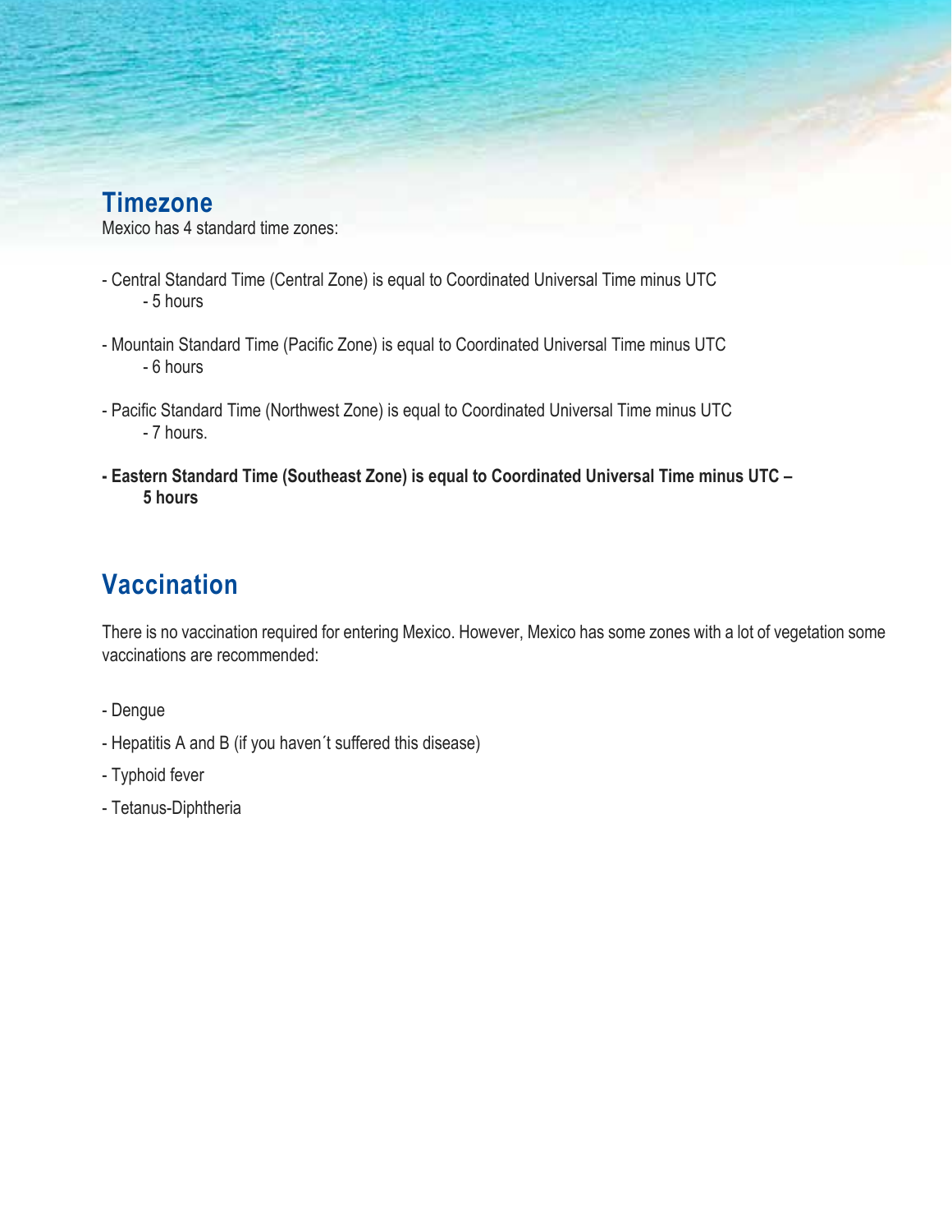## Timezone

Mexico has 4 standard time zones:

- Central Standard Time (Central Zone) is equal to Coordinated Universal Time minus UTC
  - 5 hours

- Mountain Standard Time (Pacific Zone) is equal to Coordinated Universal Time minus UTC
  - 6 hours

- Pacific Standard Time (Northwest Zone) is equal to Coordinated Universal Time minus UTC
  - 7 hours.

**- Eastern Standard Time (Southeast Zone) is equal to Coordinated Universal Time minus UTC –**
  **5 hours**

## Vaccination

There is no vaccination required for entering Mexico. However, Mexico has some zones with a lot of vegetation some vaccinations are recommended:

- Dengue
- Hepatitis A and B (if you haven´t suffered this disease)
- Typhoid fever
- Tetanus-Diphtheria